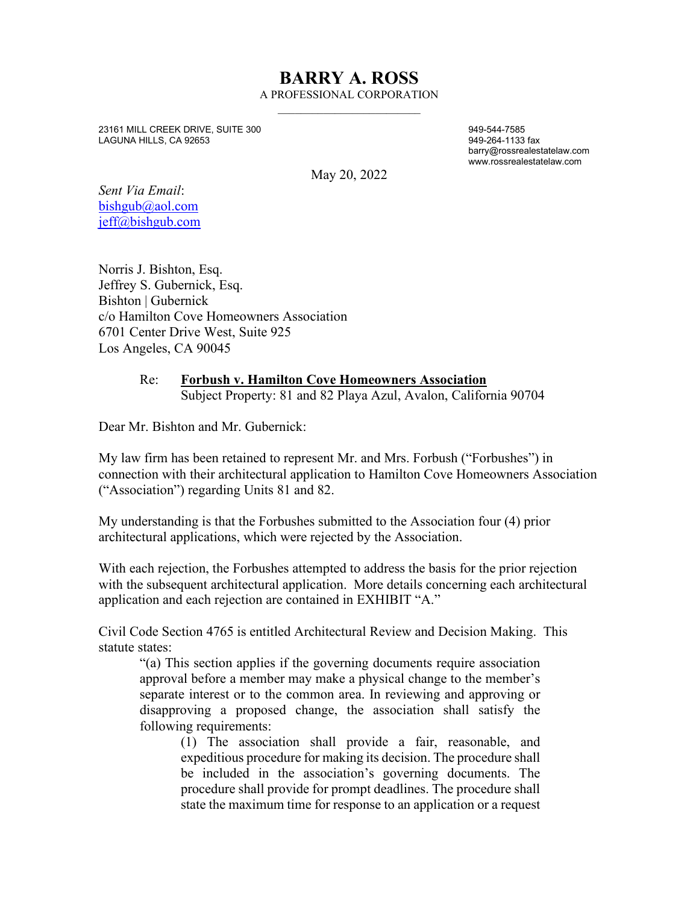# BARRY A. ROSS

A PROFESSIONAL CORPORATION

23161 MILL CREEK DRIVE, SUITE 300
LAGUNA HILLS, CA 92653

949-544-7585
949-264-1133 fax
barry@rossrealestatelaw.com
www.rossrealestatelaw.com

May 20, 2022

*Sent Via Email*:
bishgub@aol.com
jeff@bishgub.com

Norris J. Bishton, Esq.
Jeffrey S. Gubernick, Esq.
Bishton | Gubernick
c/o Hamilton Cove Homeowners Association
6701 Center Drive West, Suite 925
Los Angeles, CA 90045

Re: **Forbush v. Hamilton Cove Homeowners Association**
Subject Property: 81 and 82 Playa Azul, Avalon, California 90704

Dear Mr. Bishton and Mr. Gubernick:

My law firm has been retained to represent Mr. and Mrs. Forbush ("Forbushes") in connection with their architectural application to Hamilton Cove Homeowners Association ("Association") regarding Units 81 and 82.

My understanding is that the Forbushes submitted to the Association four (4) prior architectural applications, which were rejected by the Association.

With each rejection, the Forbushes attempted to address the basis for the prior rejection with the subsequent architectural application. More details concerning each architectural application and each rejection are contained in EXHIBIT "A."

Civil Code Section 4765 is entitled Architectural Review and Decision Making. This statute states:

> "(a) This section applies if the governing documents require association approval before a member may make a physical change to the member's separate interest or to the common area. In reviewing and approving or disapproving a proposed change, the association shall satisfy the following requirements:
>
> > (1) The association shall provide a fair, reasonable, and expeditious procedure for making its decision. The procedure shall be included in the association's governing documents. The procedure shall provide for prompt deadlines. The procedure shall state the maximum time for response to an application or a request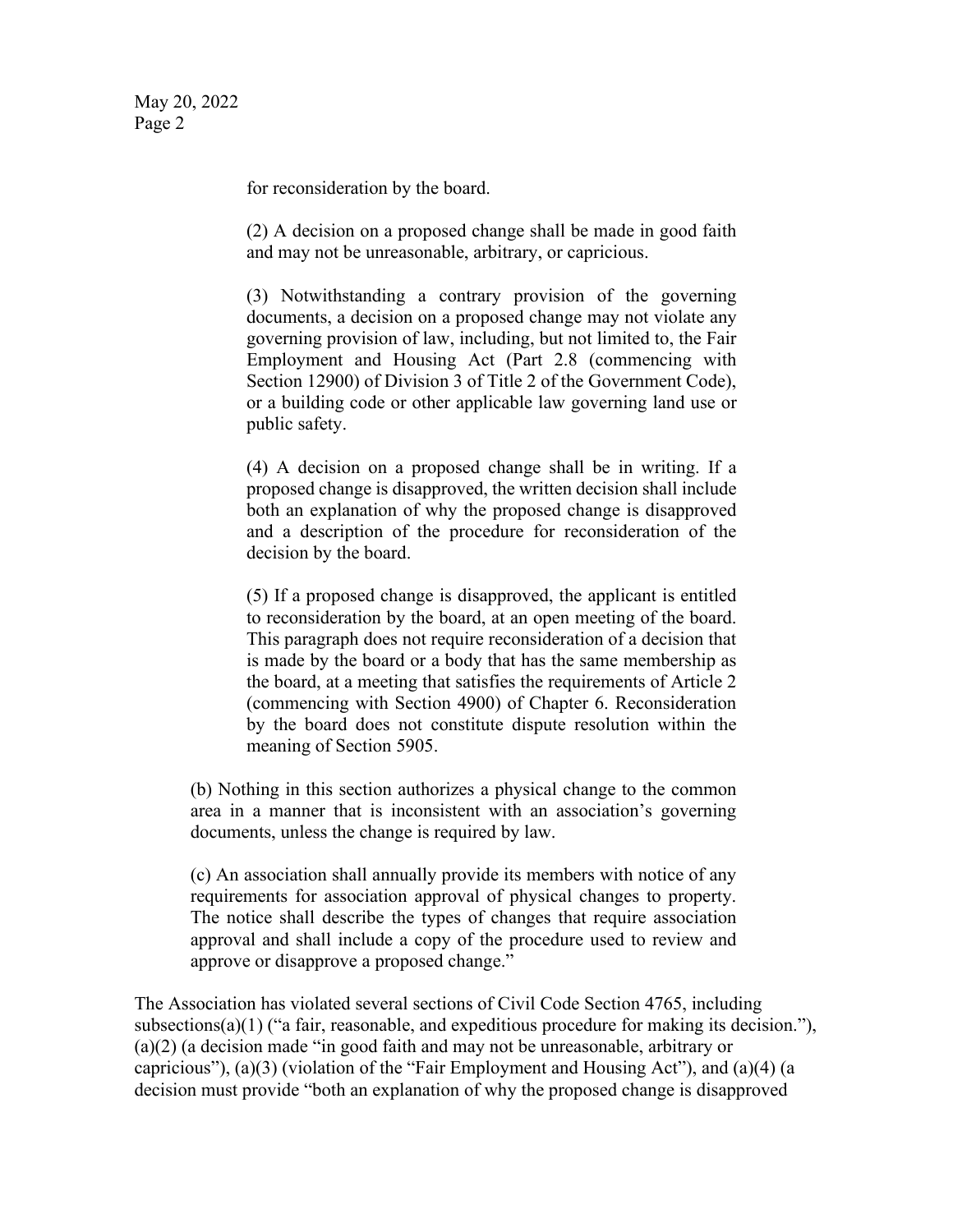> for reconsideration by the board.
>
> (2) A decision on a proposed change shall be made in good faith and may not be unreasonable, arbitrary, or capricious.
>
> (3) Notwithstanding a contrary provision of the governing documents, a decision on a proposed change may not violate any governing provision of law, including, but not limited to, the Fair Employment and Housing Act (Part 2.8 (commencing with Section 12900) of Division 3 of Title 2 of the Government Code), or a building code or other applicable law governing land use or public safety.
>
> (4) A decision on a proposed change shall be in writing. If a proposed change is disapproved, the written decision shall include both an explanation of why the proposed change is disapproved and a description of the procedure for reconsideration of the decision by the board.
>
> (5) If a proposed change is disapproved, the applicant is entitled to reconsideration by the board, at an open meeting of the board. This paragraph does not require reconsideration of a decision that is made by the board or a body that has the same membership as the board, at a meeting that satisfies the requirements of Article 2 (commencing with Section 4900) of Chapter 6. Reconsideration by the board does not constitute dispute resolution within the meaning of Section 5905.

> (b) Nothing in this section authorizes a physical change to the common area in a manner that is inconsistent with an association's governing documents, unless the change is required by law.
>
> (c) An association shall annually provide its members with notice of any requirements for association approval of physical changes to property. The notice shall describe the types of changes that require association approval and shall include a copy of the procedure used to review and approve or disapprove a proposed change."

The Association has violated several sections of Civil Code Section 4765, including subsections(a)(1) ("a fair, reasonable, and expeditious procedure for making its decision."), (a)(2) (a decision made "in good faith and may not be unreasonable, arbitrary or capricious"), (a)(3) (violation of the "Fair Employment and Housing Act"), and (a)(4) (a decision must provide "both an explanation of why the proposed change is disapproved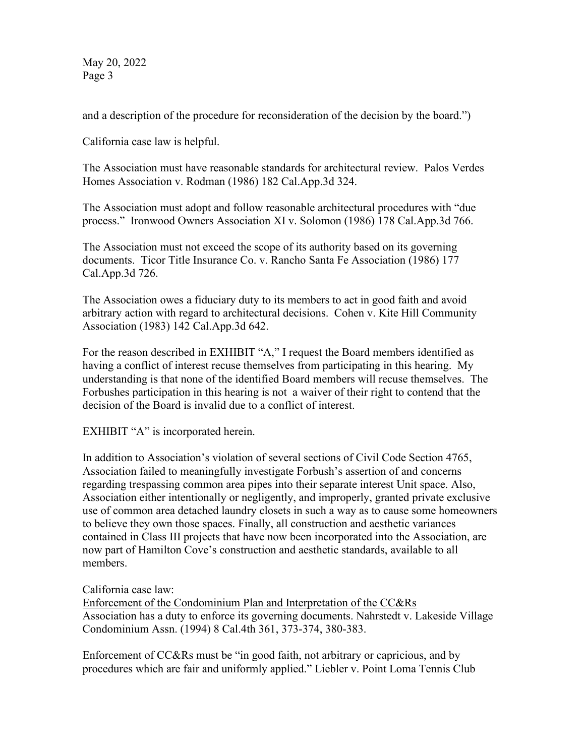and a description of the procedure for reconsideration of the decision by the board.")

California case law is helpful.

The Association must have reasonable standards for architectural review. Palos Verdes Homes Association v. Rodman (1986) 182 Cal.App.3d 324.

The Association must adopt and follow reasonable architectural procedures with "due process." Ironwood Owners Association XI v. Solomon (1986) 178 Cal.App.3d 766.

The Association must not exceed the scope of its authority based on its governing documents. Ticor Title Insurance Co. v. Rancho Santa Fe Association (1986) 177 Cal.App.3d 726.

The Association owes a fiduciary duty to its members to act in good faith and avoid arbitrary action with regard to architectural decisions. Cohen v. Kite Hill Community Association (1983) 142 Cal.App.3d 642.

For the reason described in EXHIBIT "A," I request the Board members identified as having a conflict of interest recuse themselves from participating in this hearing. My understanding is that none of the identified Board members will recuse themselves. The Forbushes participation in this hearing is not a waiver of their right to contend that the decision of the Board is invalid due to a conflict of interest.

EXHIBIT "A" is incorporated herein.

In addition to Association's violation of several sections of Civil Code Section 4765, Association failed to meaningfully investigate Forbush's assertion of and concerns regarding trespassing common area pipes into their separate interest Unit space. Also, Association either intentionally or negligently, and improperly, granted private exclusive use of common area detached laundry closets in such a way as to cause some homeowners to believe they own those spaces. Finally, all construction and aesthetic variances contained in Class III projects that have now been incorporated into the Association, are now part of Hamilton Cove's construction and aesthetic standards, available to all members.

California case law:

<u>Enforcement of the Condominium Plan and Interpretation of the CC&Rs</u>

Association has a duty to enforce its governing documents. Nahrstedt v. Lakeside Village Condominium Assn. (1994) 8 Cal.4th 361, 373-374, 380-383.

Enforcement of CC&Rs must be "in good faith, not arbitrary or capricious, and by procedures which are fair and uniformly applied." Liebler v. Point Loma Tennis Club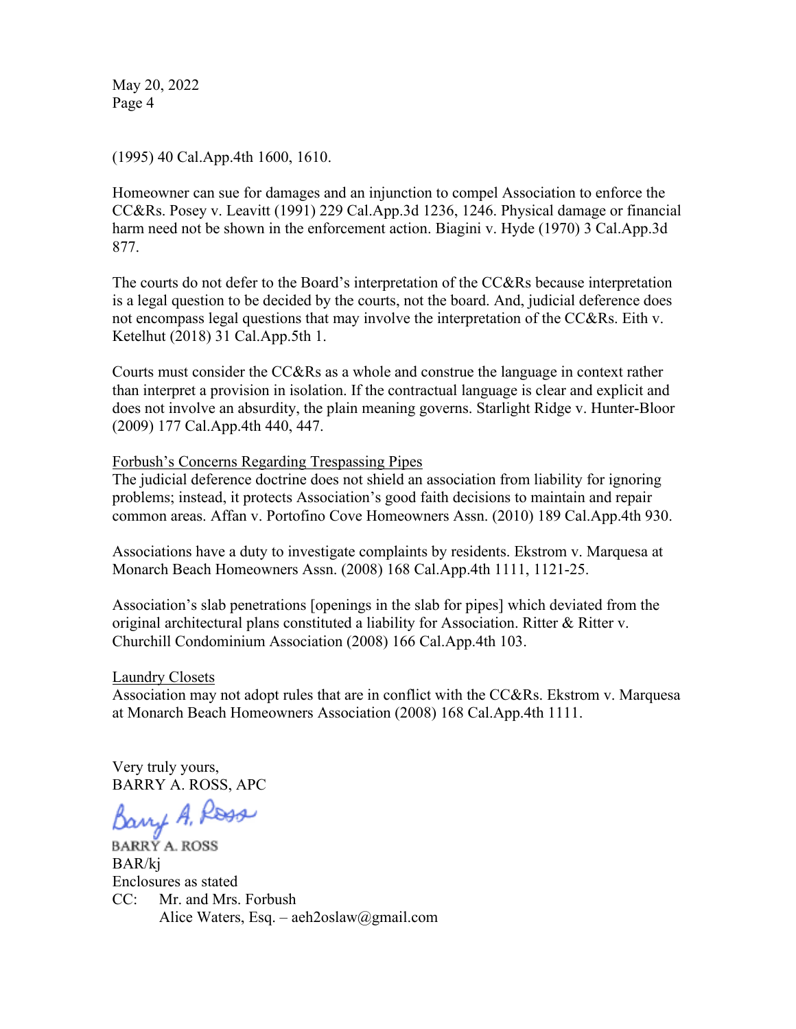(1995) 40 Cal.App.4th 1600, 1610.

Homeowner can sue for damages and an injunction to compel Association to enforce the CC&Rs. Posey v. Leavitt (1991) 229 Cal.App.3d 1236, 1246. Physical damage or financial harm need not be shown in the enforcement action. Biagini v. Hyde (1970) 3 Cal.App.3d 877.

The courts do not defer to the Board's interpretation of the CC&Rs because interpretation is a legal question to be decided by the courts, not the board. And, judicial deference does not encompass legal questions that may involve the interpretation of the CC&Rs. Eith v. Ketelhut (2018) 31 Cal.App.5th 1.

Courts must consider the CC&Rs as a whole and construe the language in context rather than interpret a provision in isolation. If the contractual language is clear and explicit and does not involve an absurdity, the plain meaning governs. Starlight Ridge v. Hunter-Bloor (2009) 177 Cal.App.4th 440, 447.

<u>Forbush's Concerns Regarding Trespassing Pipes</u>

The judicial deference doctrine does not shield an association from liability for ignoring problems; instead, it protects Association's good faith decisions to maintain and repair common areas. Affan v. Portofino Cove Homeowners Assn. (2010) 189 Cal.App.4th 930.

Associations have a duty to investigate complaints by residents. Ekstrom v. Marquesa at Monarch Beach Homeowners Assn. (2008) 168 Cal.App.4th 1111, 1121-25.

Association's slab penetrations [openings in the slab for pipes] which deviated from the original architectural plans constituted a liability for Association. Ritter & Ritter v. Churchill Condominium Association (2008) 166 Cal.App.4th 103.

<u>Laundry Closets</u>

Association may not adopt rules that are in conflict with the CC&Rs. Ekstrom v. Marquesa at Monarch Beach Homeowners Association (2008) 168 Cal.App.4th 1111.

Very truly yours,
BARRY A. ROSS, APC

Barry A. Ross

BARRY A. ROSS
BAR/kj
Enclosures as stated
CC: Mr. and Mrs. Forbush
Alice Waters, Esq. – aeh2oslaw@gmail.com